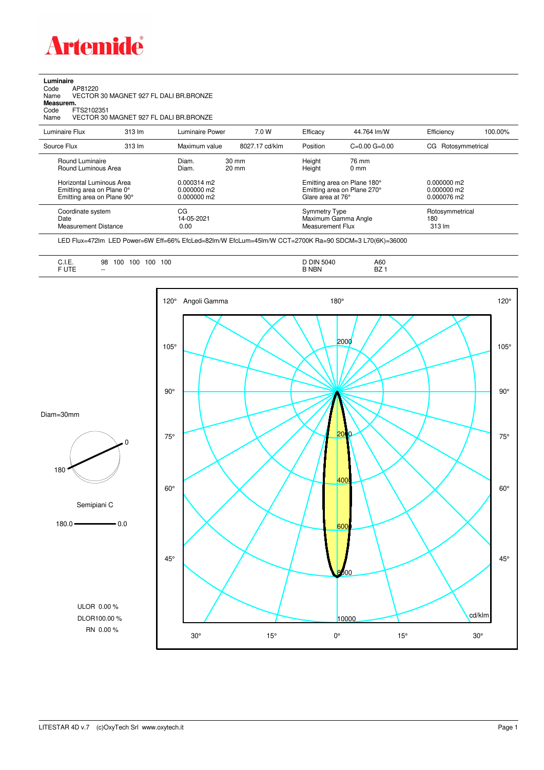# Artemide

**Luminaire**

Code AP81220
Name VECTOR 30 MAGNET 927 FL DALI BR.BRONZE

**Measurem.**

Code FTS2102351
Name VECTOR 30 MAGNET 927 FL DALI BR.BRONZE

| Luminaire Flux | 313 lm | Luminaire Power | 7.0 W | Efficacy | 44.764 lm/W | Efficiency | 100.00% |
|---|---|---|---|---|---|---|---|
| Source Flux | 313 lm | Maximum value | 8027.17 cd/klm | Position | C=0.00 G=0.00 | CG | Rotosymmetrical |

| | | | |
|---|---|---|---|
| Round Luminaire | Diam. 30 mm | Height 76 mm | |
| Round Luminous Area | Diam. 20 mm | Height 0 mm | |
| Horizontal Luminous Area | 0.000314 m2 | Emitting area on Plane 180° | 0.000000 m2 |
| Emitting area on Plane 0° | 0.000000 m2 | Emitting area on Plane 270° | 0.000000 m2 |
| Emitting area on Plane 90° | 0.000000 m2 | Glare area at 76° | 0.000076 m2 |
| Coordinate system | CG | Symmetry Type | Rotosymmetrical |
| Date | 14-05-2021 | Maximum Gamma Angle | 180 |
| Measurement Distance | 0.00 | Measurement Flux | 313 lm |

LED Flux=472lm LED Power=6W Eff=66% EfcLed=82lm/W EfcLum=45lm/W CCT=2700K Ra=90 SDCM=3 L70(6K)=36000

| | | | |
|---|---|---|---|
| C.I.E. | 98 100 100 100 100 | D DIN 5040 | A60 |
| F UTE | -- | B NBN | BZ 1 |

Diam=30mm

Semipiani C

180.0 — 0.0

ULOR 0.00 %
DLOR100.00 %
RN 0.00 %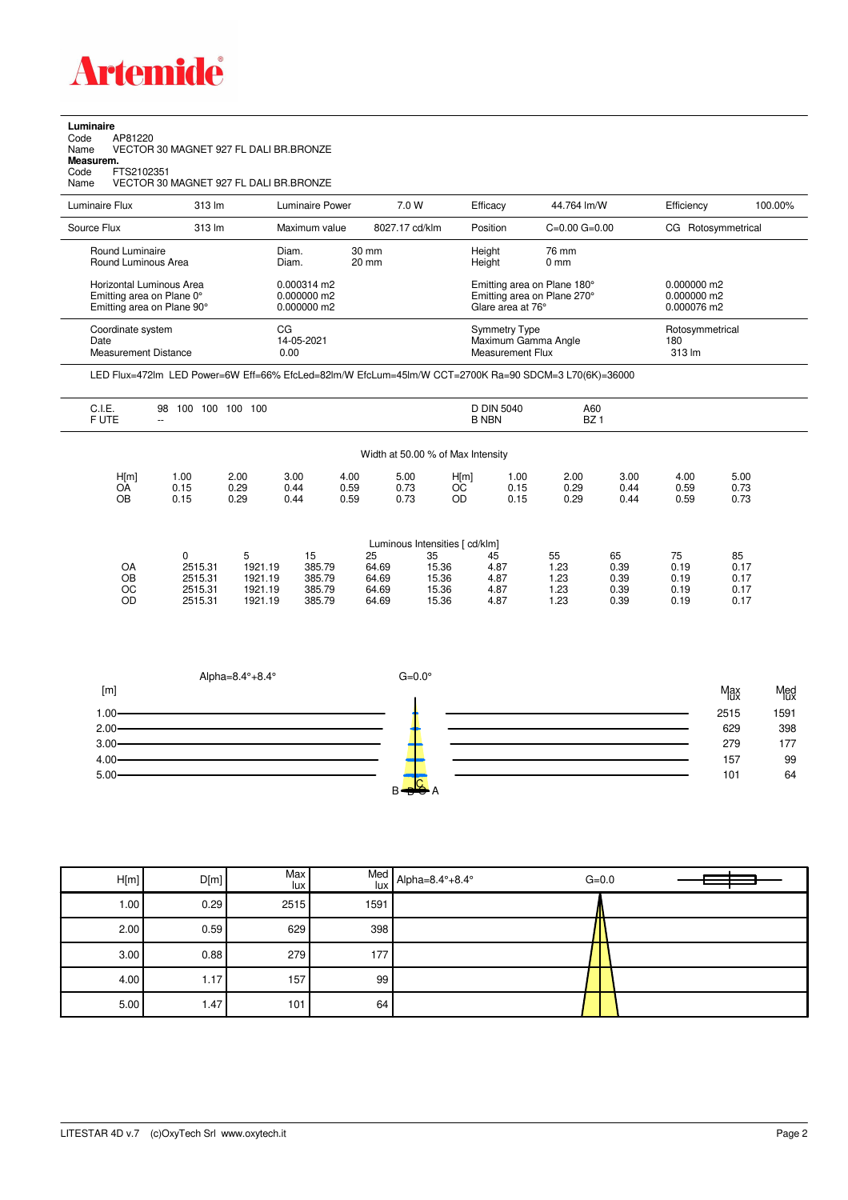**Artemide**

**Luminaire**
Code AP81220
Name VECTOR 30 MAGNET 927 FL DALI BR.BRONZE
**Measurem.**
Code FTS2102351
Name VECTOR 30 MAGNET 927 FL DALI BR.BRONZE

| | | | | | | | |
|---|---|---|---|---|---|---|---|
| Luminaire Flux | 313 lm | Luminaire Power | 7.0 W | Efficacy | 44.764 lm/W | Efficiency | 100.00% |
| Source Flux | 313 lm | Maximum value | 8027.17 cd/klm | Position | C=0.00 G=0.00 | CG Rotosymmetrical | |

| | | | | | |
|---|---|---|---|---|---|
| Round Luminaire | Diam. | 30 mm | Height | 76 mm | |
| Round Luminous Area | Diam. | 20 mm | Height | 0 mm | |
| Horizontal Luminous Area | 0.000314 m2 | | Emitting area on Plane 180° | | 0.000000 m2 |
| Emitting area on Plane 0° | 0.000000 m2 | | Emitting area on Plane 270° | | 0.000000 m2 |
| Emitting area on Plane 90° | 0.000000 m2 | | Glare area at 76° | | 0.000076 m2 |
| Coordinate system | CG | | Symmetry Type | | Rotosymmetrical |
| Date | 14-05-2021 | | Maximum Gamma Angle | | 180 |
| Measurement Distance | 0.00 | | Measurement Flux | | 313 lm |

LED Flux=472lm LED Power=6W Eff=66% EfcLed=82lm/W EfcLum=45lm/W CCT=2700K Ra=90 SDCM=3 L70(6K)=36000

| | | | |
|---|---|---|---|
| C.I.E. | 98 100 100 100 100 | D DIN 5040 | A60 |
| F UTE | -- | B NBN | BZ 1 |

Width at 50.00 % of Max Intensity

| H[m] | 1.00 | 2.00 | 3.00 | 4.00 | 5.00 | H[m] | 1.00 | 2.00 | 3.00 | 4.00 | 5.00 |
|---|---|---|---|---|---|---|---|---|---|---|---|
| OA | 0.15 | 0.29 | 0.44 | 0.59 | 0.73 | OC | 0.15 | 0.29 | 0.44 | 0.59 | 0.73 |
| OB | 0.15 | 0.29 | 0.44 | 0.59 | 0.73 | OD | 0.15 | 0.29 | 0.44 | 0.59 | 0.73 |

Luminous Intensities [ cd/klm]

| | 0 | 5 | 15 | 25 | 35 | 45 | 55 | 65 | 75 | 85 |
|---|---|---|---|---|---|---|---|---|---|---|
| OA | 2515.31 | 1921.19 | 385.79 | 64.69 | 15.36 | 4.87 | 1.23 | 0.39 | 0.19 | 0.17 |
| OB | 2515.31 | 1921.19 | 385.79 | 64.69 | 15.36 | 4.87 | 1.23 | 0.39 | 0.19 | 0.17 |
| OC | 2515.31 | 1921.19 | 385.79 | 64.69 | 15.36 | 4.87 | 1.23 | 0.39 | 0.19 | 0.17 |
| OD | 2515.31 | 1921.19 | 385.79 | 64.69 | 15.36 | 4.87 | 1.23 | 0.39 | 0.19 | 0.17 |

Alpha=8.4°+8.4°
G=0.0°
[m]
Max lux
Med lux
1.00 2515 1591
2.00 629 398
3.00 279 177
4.00 157 99
5.00 101 64
B D C A

| H[m] | D[m] | Max lux | Med lux | Alpha=8.4°+8.4° G=0.0 |
|---|---|---|---|---|
| 1.00 | 0.29 | 2515 | 1591 | |
| 2.00 | 0.59 | 629 | 398 | |
| 3.00 | 0.88 | 279 | 177 | |
| 4.00 | 1.17 | 157 | 99 | |
| 5.00 | 1.47 | 101 | 64 | |

LITESTAR 4D v.7 (c)OxyTech Srl www.oxytech.it